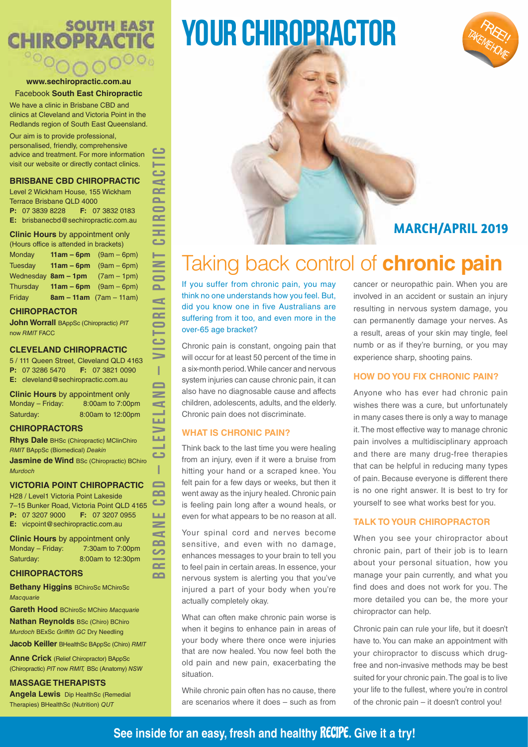# YOUR CHIROPRACTOR

FREE! TAKE ME HOME

**MARCH/APRIL 2019**

**SOUTH EAST CHIROPRACTIC**

**www.sechiropractic.com.au**

Facebook **South East Chiropractic**

We have a clinic in Brisbane CBD and clinics at Cleveland and Victoria Point in the Redlands region of South East Queensland.

Our aim is to provide professional, personalised, friendly, comprehensive advice and treatment. For more information visit our website or directly contact clinics.

### BRISBANE CBD CHIROPRACTIC

Level 2 Wickham House, 155 Wickham Terrace Brisbane QLD 4000
**P:** 07 3839 8228 **F:** 07 3832 0183
**E:** brisbanecbd@sechiropractic.com.au

**Clinic Hours** by appointment only
(Hours office is attended in brackets)

| | | |
|---|---|---|
| Monday | **11am – 6pm** | (9am – 6pm) |
| Tuesday | **11am – 6pm** | (9am – 6pm) |
| Wednesday | **8am – 1pm** | (7am – 1pm) |
| Thursday | **11am – 6pm** | (9am – 6pm) |
| Friday | **8am – 11am** | (7am – 11am) |

### CHIROPRACTOR

**John Worrall** BAppSc (Chiropractic) *PIT* now *RMIT* FACC

### CLEVELAND CHIROPRACTIC

5 / 111 Queen Street, Cleveland QLD 4163
**P:** 07 3286 5470 **F:** 07 3821 0090
**E:** cleveland@sechiropractic.com.au

**Clinic Hours** by appointment only
Monday – Friday: 8:00am to 7:00pm
Saturday: 8:00am to 12:00pm

### CHIROPRACTORS

**Rhys Dale** BHSc (Chiropractic) MClinChiro *RMIT* BAppSc (Biomedical) *Deakin*

**Jasmine de Wind** BSc (Chiropractic) BChiro *Murdoch*

### VICTORIA POINT CHIROPRACTIC

H28 / Level1 Victoria Point Lakeside 7–15 Bunker Road, Victoria Point QLD 4165
**P:** 07 3207 9000 **F:** 07 3207 0955
**E:** vicpoint@sechiropractic.com.au

**Clinic Hours** by appointment only
Monday – Friday: 7:30am to 7:00pm
Saturday: 8:00am to 12:30pm

### CHIROPRACTORS

**Bethany Higgins** BChiroSc MChiroSc *Macquarie*

**Gareth Hood** BChiroSc MChiro *Macquarie*

**Nathan Reynolds** BSc (Chiro) BChiro *Murdoch* BExSc *Griffith GC* Dry Needling

**Jacob Keiller** BHealthSc BAppSc (Chiro) *RMIT*

**Anne Crick** (Relief Chiropractor) BAppSc (Chiropractic) *PIT* now *RMIT,* BSc (Anatomy) *NSW*

### MASSAGE THERAPISTS

**Angela Lewis** Dip HealthSc (Remedial Therapies) BHealthSc (Nutrition) *QUT*

BRISBANE CBD – CLEVELAND – VICTORIA POINT CHIROPRACTIC

## Taking back control of **chronic pain**

If you suffer from chronic pain, you may think no one understands how you feel. But, did you know one in five Australians are suffering from it too, and even more in the over-65 age bracket?

Chronic pain is constant, ongoing pain that will occur for at least 50 percent of the time in a six-month period. While cancer and nervous system injuries can cause chronic pain, it can also have no diagnosable cause and affects children, adolescents, adults, and the elderly. Chronic pain does not discriminate.

### WHAT IS CHRONIC PAIN?

Think back to the last time you were healing from an injury, even if it were a bruise from hitting your hand or a scraped knee. You felt pain for a few days or weeks, but then it went away as the injury healed. Chronic pain is feeling pain long after a wound heals, or even for what appears to be no reason at all.

Your spinal cord and nerves become sensitive, and even with no damage, enhances messages to your brain to tell you to feel pain in certain areas. In essence, your nervous system is alerting you that you've injured a part of your body when you're actually completely okay.

What can often make chronic pain worse is when it begins to enhance pain in areas of your body where there once were injuries that are now healed. You now feel both the old pain and new pain, exacerbating the situation.

While chronic pain often has no cause, there are scenarios where it does – such as from cancer or neuropathic pain. When you are involved in an accident or sustain an injury resulting in nervous system damage, you can permanently damage your nerves. As a result, areas of your skin may tingle, feel numb or as if they're burning, or you may experience sharp, shooting pains.

### HOW DO YOU FIX CHRONIC PAIN?

Anyone who has ever had chronic pain wishes there was a cure, but unfortunately in many cases there is only a way to manage it. The most effective way to manage chronic pain involves a multidisciplinary approach and there are many drug-free therapies that can be helpful in reducing many types of pain. Because everyone is different there is no one right answer. It is best to try for yourself to see what works best for you.

### TALK TO YOUR CHIROPRACTOR

When you see your chiropractor about chronic pain, part of their job is to learn about your personal situation, how you manage your pain currently, and what you find does and does not work for you. The more detailed you can be, the more your chiropractor can help.

Chronic pain can rule your life, but it doesn't have to. You can make an appointment with your chiropractor to discuss which drug-free and non-invasive methods may be best suited for your chronic pain. The goal is to live your life to the fullest, where you're in control of the chronic pain – it doesn't control you!

**See inside for an easy, fresh and healthy RECIPE. Give it a try!**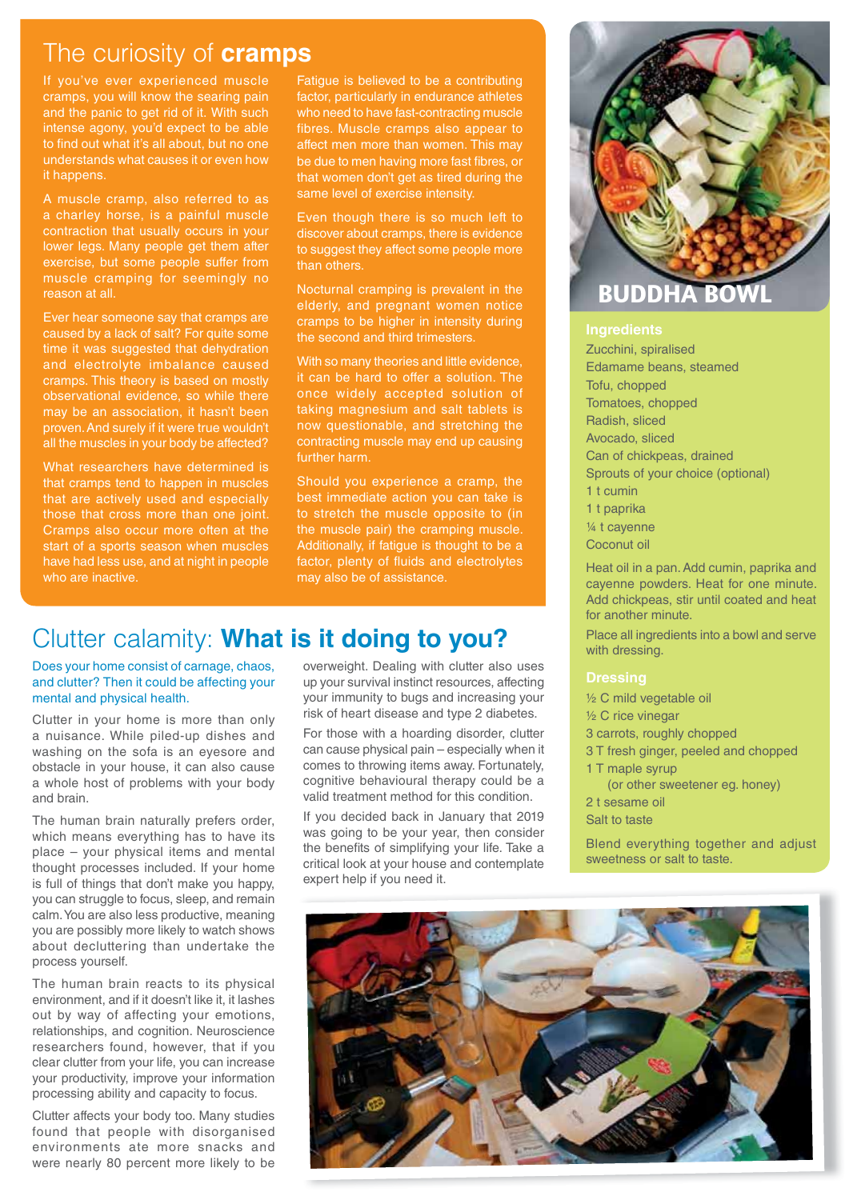## The curiosity of **cramps**

If you've ever experienced muscle cramps, you will know the searing pain and the panic to get rid of it. With such intense agony, you'd expect to be able to find out what it's all about, but no one understands what causes it or even how it happens.

A muscle cramp, also referred to as a charley horse, is a painful muscle contraction that usually occurs in your lower legs. Many people get them after exercise, but some people suffer from muscle cramping for seemingly no reason at all.

Ever hear someone say that cramps are caused by a lack of salt? For quite some time it was suggested that dehydration and electrolyte imbalance caused cramps. This theory is based on mostly observational evidence, so while there may be an association, it hasn't been proven. And surely if it were true wouldn't all the muscles in your body be affected?

What researchers have determined is that cramps tend to happen in muscles that are actively used and especially those that cross more than one joint. Cramps also occur more often at the start of a sports season when muscles have had less use, and at night in people who are inactive.

Fatigue is believed to be a contributing factor, particularly in endurance athletes who need to have fast-contracting muscle fibres. Muscle cramps also appear to affect men more than women. This may be due to men having more fast fibres, or that women don't get as tired during the same level of exercise intensity.

Even though there is so much left to discover about cramps, there is evidence to suggest they affect some people more than others.

Nocturnal cramping is prevalent in the elderly, and pregnant women notice cramps to be higher in intensity during the second and third trimesters.

With so many theories and little evidence, it can be hard to offer a solution. The once widely accepted solution of taking magnesium and salt tablets is now questionable, and stretching the contracting muscle may end up causing further harm.

Should you experience a cramp, the best immediate action you can take is to stretch the muscle opposite to (in the muscle pair) the cramping muscle. Additionally, if fatigue is thought to be a factor, plenty of fluids and electrolytes may also be of assistance.

## Clutter calamity: **What is it doing to you?**

Does your home consist of carnage, chaos, and clutter? Then it could be affecting your mental and physical health.

Clutter in your home is more than only a nuisance. While piled-up dishes and washing on the sofa is an eyesore and obstacle in your house, it can also cause a whole host of problems with your body and brain.

The human brain naturally prefers order, which means everything has to have its place – your physical items and mental thought processes included. If your home is full of things that don't make you happy, you can struggle to focus, sleep, and remain calm. You are also less productive, meaning you are possibly more likely to watch shows about decluttering than undertake the process yourself.

The human brain reacts to its physical environment, and if it doesn't like it, it lashes out by way of affecting your emotions, relationships, and cognition. Neuroscience researchers found, however, that if you clear clutter from your life, you can increase your productivity, improve your information processing ability and capacity to focus.

Clutter affects your body too. Many studies found that people with disorganised environments ate more snacks and were nearly 80 percent more likely to be overweight. Dealing with clutter also uses up your survival instinct resources, affecting your immunity to bugs and increasing your risk of heart disease and type 2 diabetes.

For those with a hoarding disorder, clutter can cause physical pain – especially when it comes to throwing items away. Fortunately, cognitive behavioural therapy could be a valid treatment method for this condition.

If you decided back in January that 2019 was going to be your year, then consider the benefits of simplifying your life. Take a critical look at your house and contemplate expert help if you need it.

## BUDDHA BOWL

### Ingredients

Zucchini, spiralised
Edamame beans, steamed
Tofu, chopped
Tomatoes, chopped
Radish, sliced
Avocado, sliced
Can of chickpeas, drained
Sprouts of your choice (optional)
1 t cumin
1 t paprika
¼ t cayenne
Coconut oil

Heat oil in a pan. Add cumin, paprika and cayenne powders. Heat for one minute. Add chickpeas, stir until coated and heat for another minute.

Place all ingredients into a bowl and serve with dressing.

### Dressing

½ C mild vegetable oil
½ C rice vinegar
3 carrots, roughly chopped
3 T fresh ginger, peeled and chopped
1 T maple syrup
(or other sweetener eg. honey)
2 t sesame oil
Salt to taste

Blend everything together and adjust sweetness or salt to taste.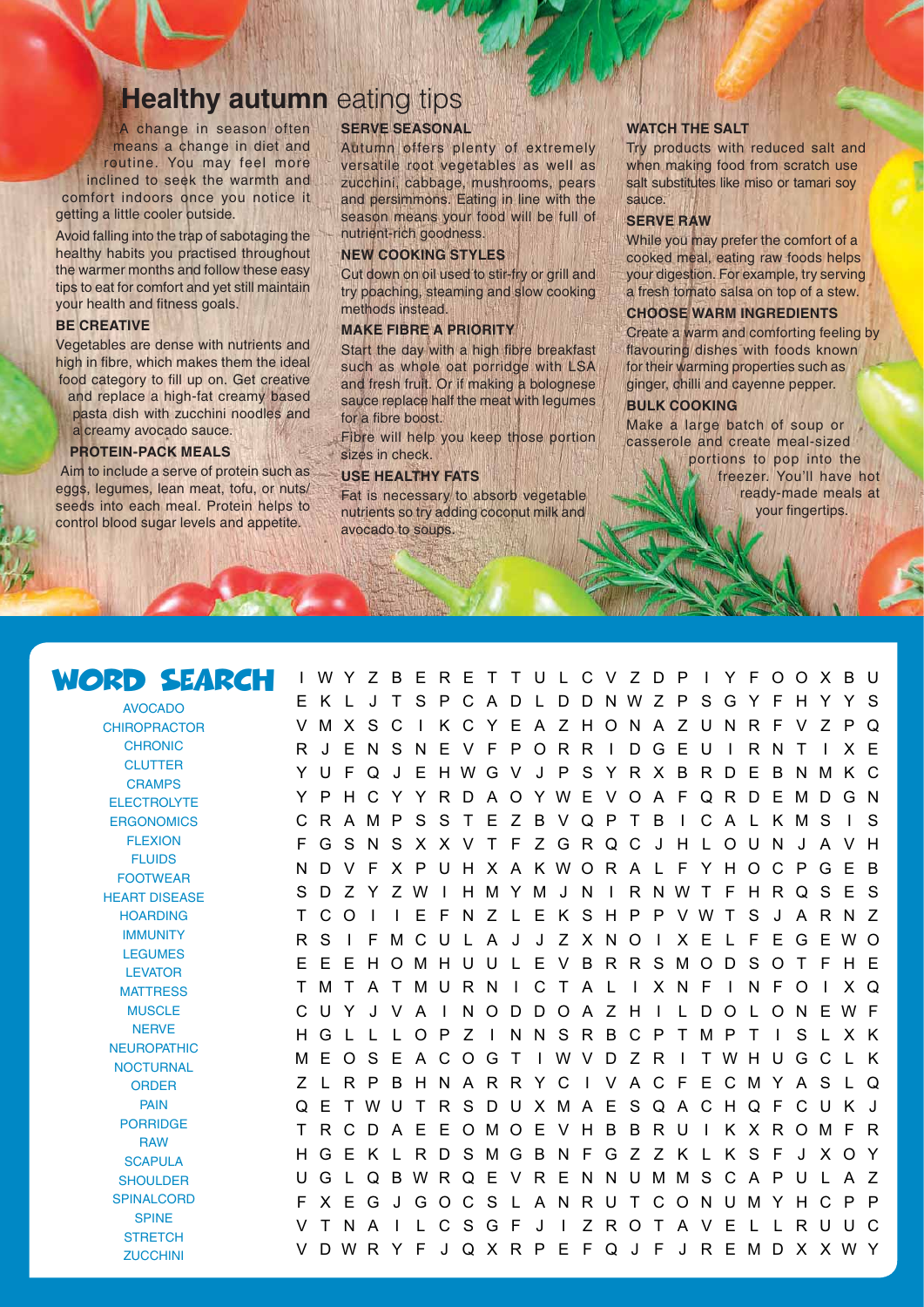# Healthy autumn eating tips

A change in season often means a change in diet and routine. You may feel more inclined to seek the warmth and comfort indoors once you notice it getting a little cooler outside.

Avoid falling into the trap of sabotaging the healthy habits you practised throughout the warmer months and follow these easy tips to eat for comfort and yet still maintain your health and fitness goals.

### BE CREATIVE

Vegetables are dense with nutrients and high in fibre, which makes them the ideal food category to fill up on. Get creative and replace a high-fat creamy based pasta dish with zucchini noodles and a creamy avocado sauce.

### PROTEIN-PACK MEALS

Aim to include a serve of protein such as eggs, legumes, lean meat, tofu, or nuts/seeds into each meal. Protein helps to control blood sugar levels and appetite.

### SERVE SEASONAL

Autumn offers plenty of extremely versatile root vegetables as well as zucchini, cabbage, mushrooms, pears and persimmons. Eating in line with the season means your food will be full of nutrient-rich goodness.

### NEW COOKING STYLES

Cut down on oil used to stir-fry or grill and try poaching, steaming and slow cooking methods instead.

### MAKE FIBRE A PRIORITY

Start the day with a high fibre breakfast such as whole oat porridge with LSA and fresh fruit. Or if making a bolognese sauce replace half the meat with legumes for a fibre boost.

Fibre will help you keep those portion sizes in check.

### USE HEALTHY FATS

Fat is necessary to absorb vegetable nutrients so try adding coconut milk and avocado to soups.

### WATCH THE SALT

Try products with reduced salt and when making food from scratch use salt substitutes like miso or tamari soy sauce.

### SERVE RAW

While you may prefer the comfort of a cooked meal, eating raw foods helps your digestion. For example, try serving a fresh tomato salsa on top of a stew.

### CHOOSE WARM INGREDIENTS

Create a warm and comforting feeling by flavouring dishes with foods known for their warming properties such as ginger, chilli and cayenne pepper.

### BULK COOKING

Make a large batch of soup or casserole and create meal-sized portions to pop into the freezer. You'll have hot ready-made meals at your fingertips.

## WORD SEARCH

- AVOCADO
- CHIROPRACTOR
- CHRONIC
- CLUTTER
- CRAMPS
- ELECTROLYTE
- ERGONOMICS
- FLEXION
- FLUIDS
- FOOTWEAR
- HEART DISEASE
- HOARDING
- IMMUNITY
- LEGUMES
- LEVATOR
- MATTRESS
- MUSCLE
- NERVE
- NEUROPATHIC
- NOCTURNAL
- ORDER
- PAIN
- PORRIDGE
- RAW
- SCAPULA
- SHOULDER
- SPINALCORD
- SPINE
- STRETCH
- ZUCCHINI

```
I W Y Z B E R E T T U L C V Z D P I Y F O O X B U
E K L J T S P C A D L D D N W Z P S G Y F H Y Y S
V M X S C I K C Y E A Z H O N A Z U N R F V Z P Q
R J E N S N E V F P O R R I D G E U I R N T I X E
Y U F Q J E H W G V J P S Y R X B R D E B N M K C
Y P H C Y Y R D A O Y W E V O A F Q R D E M D G N
C R A M P S S T E Z B V Q P T B I C A L K M S I S
F G S N S X X V T F Z G R Q C J H L O U N J A V H
N D V F X P U H X A K W O R A L F Y H O C P G E B
S D Z Y Z W I H M Y M J N I R N W T F H R Q S E S
T C O I I E F N Z L E K S H P P V W T S J A R N Z
R S I F M C U L A J J Z X N O I X E L F E G E W O
E E E H O M H U U L E V B R R S M O D S O T F H E
T M T A T M U R N I C T A L I X N F I N F O I X Q
C U Y J V A I N O D D O A Z H I L D O L O N E W F
H G L L L O P Z I N N S R B C P T M P T I S L X K
M E O S E A C O G T I W V D Z R I T W H U G C L K
Z L R P B H N A R R Y C I V A C F E C M Y A S L Q
Q E T W U T R S D U X M A E S Q A C H Q F C U K J
T R C D A E E O M O E V H B B R U I K X R O M F R
H G E K L R D S M G B N F G Z Z K L K S F J X O Y
U G L Q B W R Q E V R E N N U M M S C A P U L A Z
F X E G J G O C S L A N R U T C O N U M Y H C P P
V T N A I L C S G F J I Z R O T A V E L L R U U C
V D W R Y F J Q X R P E F Q J F J R E M D X X W Y
```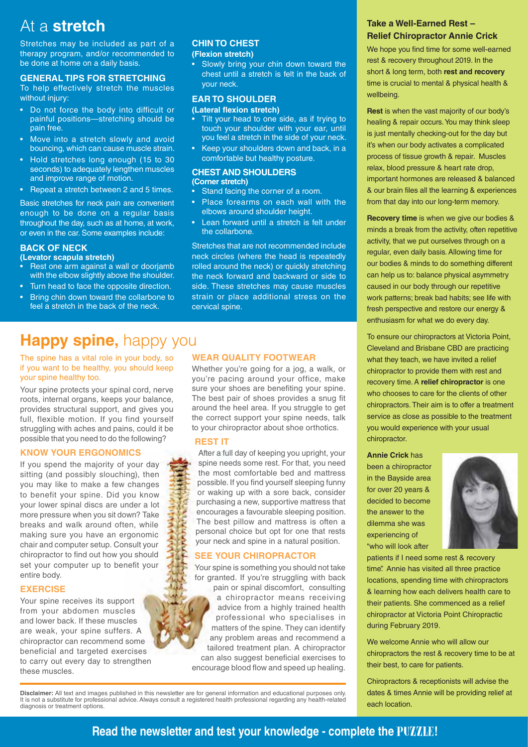# At a **stretch**

Stretches may be included as part of a therapy program, and/or recommended to be done at home on a daily basis.

### GENERAL TIPS FOR STRETCHING

To help effectively stretch the muscles without injury:

- Do not force the body into difficult or painful positions—stretching should be pain free.
- Move into a stretch slowly and avoid bouncing, which can cause muscle strain.
- Hold stretches long enough (15 to 30 seconds) to adequately lengthen muscles and improve range of motion.
- Repeat a stretch between 2 and 5 times.

Basic stretches for neck pain are convenient enough to be done on a regular basis throughout the day, such as at home, at work, or even in the car. Some examples include:

### BACK OF NECK
**(Levator scapula stretch)**

- Rest one arm against a wall or doorjamb with the elbow slightly above the shoulder.
- Turn head to face the opposite direction.
- Bring chin down toward the collarbone to feel a stretch in the back of the neck.

### CHIN TO CHEST
**(Flexion stretch)**

- Slowly bring your chin down toward the chest until a stretch is felt in the back of your neck.

### EAR TO SHOULDER
**(Lateral flexion stretch)**

- Tilt your head to one side, as if trying to touch your shoulder with your ear, until you feel a stretch in the side of your neck.
- Keep your shoulders down and back, in a comfortable but healthy posture.

### CHEST AND SHOULDERS
**(Corner stretch)**

- Stand facing the corner of a room.
- Place forearms on each wall with the elbows around shoulder height.
- Lean forward until a stretch is felt under the collarbone.

Stretches that are not recommended include neck circles (where the head is repeatedly rolled around the neck) or quickly stretching the neck forward and backward or side to side. These stretches may cause muscles strain or place additional stress on the cervical spine.

# **Happy spine,** happy you

The spine has a vital role in your body, so if you want to be healthy, you should keep your spine healthy too.

Your spine protects your spinal cord, nerve roots, internal organs, keeps your balance, provides structural support, and gives you full, flexible motion. If you find yourself struggling with aches and pains, could it be possible that you need to do the following?

### KNOW YOUR ERGONOMICS

If you spend the majority of your day sitting (and possibly slouching), then you may like to make a few changes to benefit your spine. Did you know your lower spinal discs are under a lot more pressure when you sit down? Take breaks and walk around often, while making sure you have an ergonomic chair and computer setup. Consult your chiropractor to find out how you should set your computer up to benefit your entire body.

### EXERCISE

Your spine receives its support from your abdomen muscles and lower back. If these muscles are weak, your spine suffers. A chiropractor can recommend some beneficial and targeted exercises to carry out every day to strengthen these muscles.

### WEAR QUALITY FOOTWEAR

Whether you're going for a jog, a walk, or you're pacing around your office, make sure your shoes are benefiting your spine. The best pair of shoes provides a snug fit around the heel area. If you struggle to get the correct support your spine needs, talk to your chiropractor about shoe orthotics.

### REST IT

After a full day of keeping you upright, your spine needs some rest. For that, you need the most comfortable bed and mattress possible. If you find yourself sleeping funny or waking up with a sore back, consider purchasing a new, supportive mattress that encourages a favourable sleeping position. The best pillow and mattress is often a personal choice but opt for one that rests your neck and spine in a natural position.

### SEE YOUR CHIROPRACTOR

Your spine is something you should not take for granted. If you're struggling with back pain or spinal discomfort, consulting a chiropractor means receiving advice from a highly trained health professional who specialises in matters of the spine. They can identify any problem areas and recommend a tailored treatment plan. A chiropractor can also suggest beneficial exercises to encourage blood flow and speed up healing.

**Disclaimer:** All text and images published in this newsletter are for general information and educational purposes only. It is not a substitute for professional advice. Always consult a registered health professional regarding any health-related diagnosis or treatment options.

## Take a Well-Earned Rest – Relief Chiropractor Annie Crick

We hope you find time for some well-earned rest & recovery throughout 2019. In the short & long term, both **rest and recovery** time is crucial to mental & physical health & wellbeing.

**Rest** is when the vast majority of our body's healing & repair occurs. You may think sleep is just mentally checking-out for the day but it's when our body activates a complicated process of tissue growth & repair. Muscles relax, blood pressure & heart rate drop, important hormones are released & balanced & our brain files all the learning & experiences from that day into our long-term memory.

**Recovery time** is when we give our bodies & minds a break from the activity, often repetitive activity, that we put ourselves through on a regular, even daily basis. Allowing time for our bodies & minds to do something different can help us to: balance physical asymmetry caused in our body through our repetitive work patterns; break bad habits; see life with fresh perspective and restore our energy & enthusiasm for what we do every day.

To ensure our chiropractors at Victoria Point, Cleveland and Brisbane CBD are practicing what they teach, we have invited a relief chiropractor to provide them with rest and recovery time. A **relief chiropractor** is one who chooses to care for the clients of other chiropractors. Their aim is to offer a treatment service as close as possible to the treatment you would experience with your usual chiropractor.

**Annie Crick** has been a chiropractor in the Bayside area for over 20 years & decided to become the answer to the dilemma she was experiencing of "who will look after patients if I need some rest & recovery time". Annie has visited all three practice locations, spending time with chiropractors & learning how each delivers health care to their patients. She commenced as a relief chiropractor at Victoria Point Chiropractic during February 2019.

We welcome Annie who will allow our chiropractors the rest & recovery time to be at their best, to care for patients.

Chiropractors & receptionists will advise the dates & times Annie will be providing relief at each location.

**Read the newsletter and test your knowledge - complete the PUZZLE!**